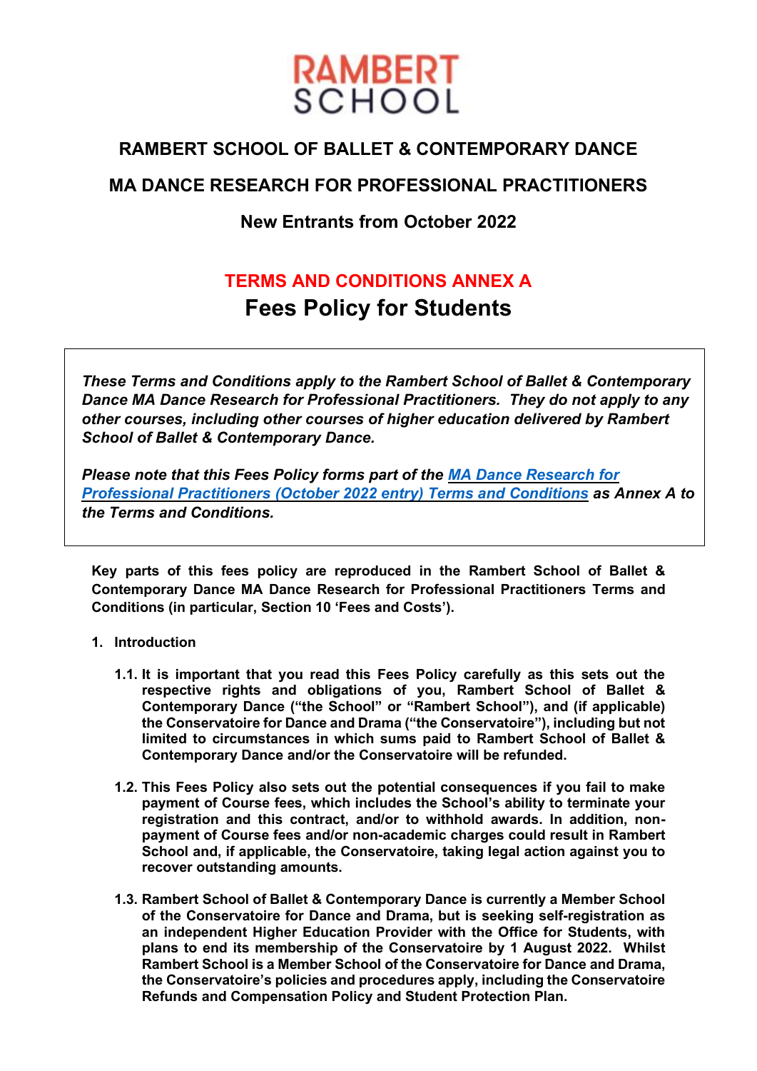RAMBERT SCHOOL

# RAMBERT SCHOOL OF BALLET & CONTEMPORARY DANCE

## MA DANCE RESEARCH FOR PROFESSIONAL PRACTITIONERS

### New Entrants from October 2022

## TERMS AND CONDITIONS ANNEX A

## Fees Policy for Students

***These Terms and Conditions apply to the Rambert School of Ballet & Contemporary Dance MA Dance Research for Professional Practitioners. They do not apply to any other courses, including other courses of higher education delivered by Rambert School of Ballet & Contemporary Dance.***

***Please note that this Fees Policy forms part of the MA Dance Research for Professional Practitioners (October 2022 entry) Terms and Conditions as Annex A to the Terms and Conditions.***

**Key parts of this fees policy are reproduced in the Rambert School of Ballet & Contemporary Dance MA Dance Research for Professional Practitioners Terms and Conditions (in particular, Section 10 'Fees and Costs').**

**1. Introduction**

**1.1. It is important that you read this Fees Policy carefully as this sets out the respective rights and obligations of you, Rambert School of Ballet & Contemporary Dance ("the School" or "Rambert School"), and (if applicable) the Conservatoire for Dance and Drama ("the Conservatoire"), including but not limited to circumstances in which sums paid to Rambert School of Ballet & Contemporary Dance and/or the Conservatoire will be refunded.**

**1.2. This Fees Policy also sets out the potential consequences if you fail to make payment of Course fees, which includes the School's ability to terminate your registration and this contract, and/or to withhold awards. In addition, non-payment of Course fees and/or non-academic charges could result in Rambert School and, if applicable, the Conservatoire, taking legal action against you to recover outstanding amounts.**

**1.3. Rambert School of Ballet & Contemporary Dance is currently a Member School of the Conservatoire for Dance and Drama, but is seeking self-registration as an independent Higher Education Provider with the Office for Students, with plans to end its membership of the Conservatoire by 1 August 2022. Whilst Rambert School is a Member School of the Conservatoire for Dance and Drama, the Conservatoire's policies and procedures apply, including the Conservatoire Refunds and Compensation Policy and Student Protection Plan.**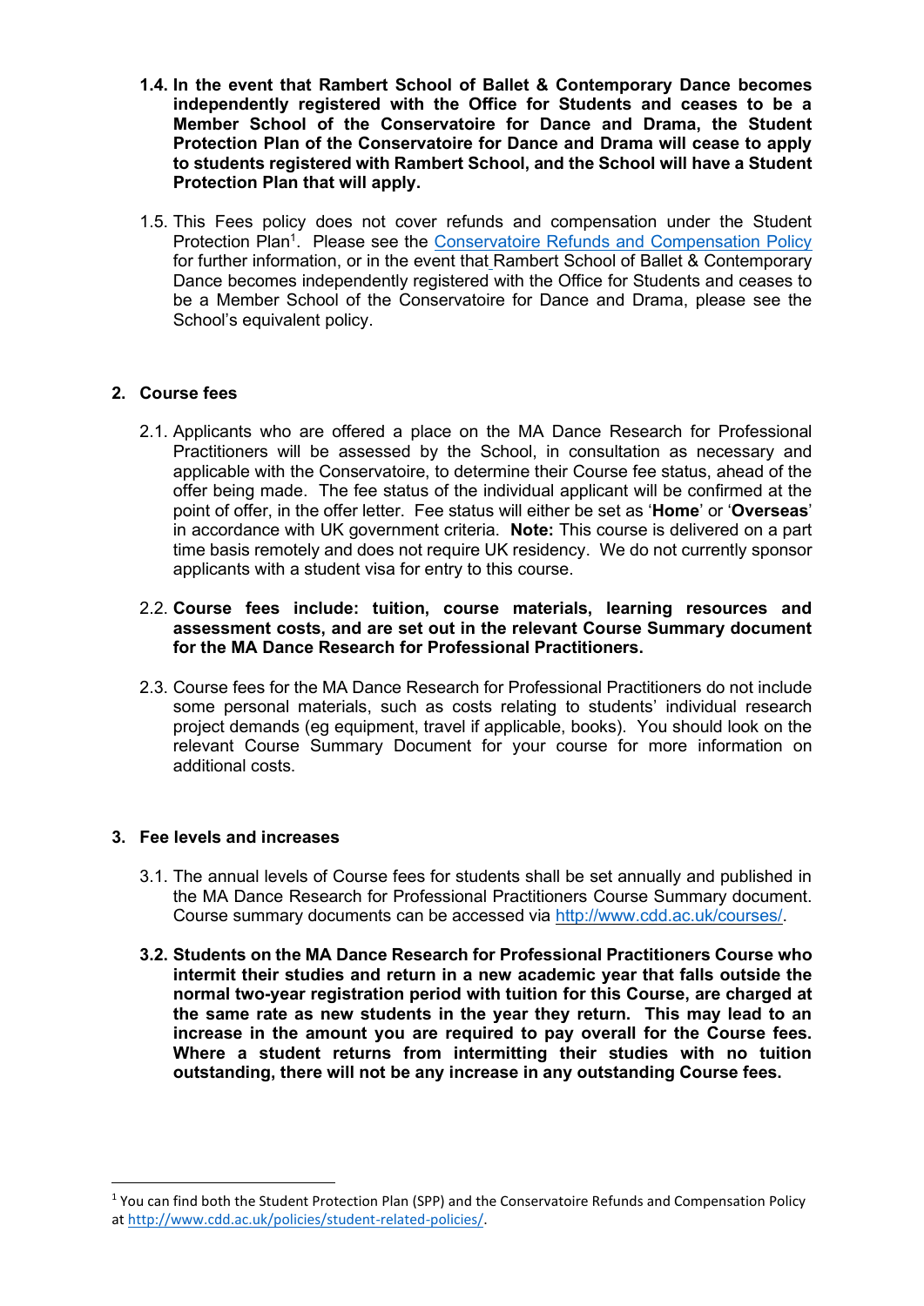**1.4. In the event that Rambert School of Ballet & Contemporary Dance becomes independently registered with the Office for Students and ceases to be a Member School of the Conservatoire for Dance and Drama, the Student Protection Plan of the Conservatoire for Dance and Drama will cease to apply to students registered with Rambert School, and the School will have a Student Protection Plan that will apply.**

1.5. This Fees policy does not cover refunds and compensation under the Student Protection Plan[1]. Please see the [Conservatoire Refunds and Compensation Policy](http://www.cdd.ac.uk/policies/student-related-policies/) for further information, or in the event that Rambert School of Ballet & Contemporary Dance becomes independently registered with the Office for Students and ceases to be a Member School of the Conservatoire for Dance and Drama, please see the School's equivalent policy.

## 2. Course fees

2.1. Applicants who are offered a place on the MA Dance Research for Professional Practitioners will be assessed by the School, in consultation as necessary and applicable with the Conservatoire, to determine their Course fee status, ahead of the offer being made. The fee status of the individual applicant will be confirmed at the point of offer, in the offer letter. Fee status will either be set as '**Home**' or '**Overseas**' in accordance with UK government criteria. **Note:** This course is delivered on a part time basis remotely and does not require UK residency. We do not currently sponsor applicants with a student visa for entry to this course.

2.2. **Course fees include: tuition, course materials, learning resources and assessment costs, and are set out in the relevant Course Summary document for the MA Dance Research for Professional Practitioners.**

2.3. Course fees for the MA Dance Research for Professional Practitioners do not include some personal materials, such as costs relating to students' individual research project demands (eg equipment, travel if applicable, books). You should look on the relevant Course Summary Document for your course for more information on additional costs.

## 3. Fee levels and increases

3.1. The annual levels of Course fees for students shall be set annually and published in the MA Dance Research for Professional Practitioners Course Summary document. Course summary documents can be accessed via [http://www.cdd.ac.uk/courses/](http://www.cdd.ac.uk/courses/).

**3.2. Students on the MA Dance Research for Professional Practitioners Course who intermit their studies and return in a new academic year that falls outside the normal two-year registration period with tuition for this Course, are charged at the same rate as new students in the year they return. This may lead to an increase in the amount you are required to pay overall for the Course fees. Where a student returns from intermitting their studies with no tuition outstanding, there will not be any increase in any outstanding Course fees.**

---

[1] You can find both the Student Protection Plan (SPP) and the Conservatoire Refunds and Compensation Policy at [http://www.cdd.ac.uk/policies/student-related-policies/](http://www.cdd.ac.uk/policies/student-related-policies/).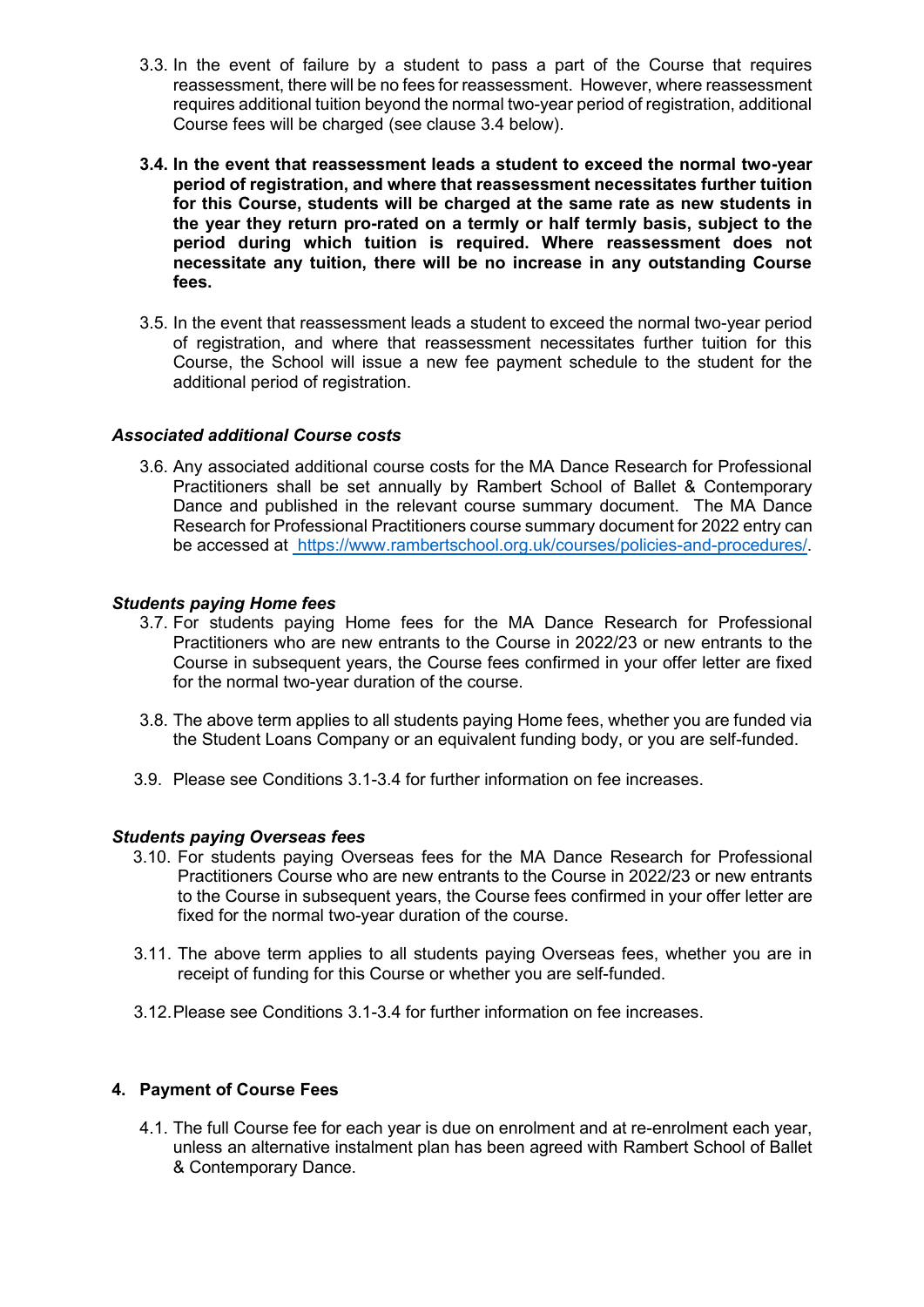3.3. In the event of failure by a student to pass a part of the Course that requires reassessment, there will be no fees for reassessment. However, where reassessment requires additional tuition beyond the normal two-year period of registration, additional Course fees will be charged (see clause 3.4 below).

**3.4. In the event that reassessment leads a student to exceed the normal two-year period of registration, and where that reassessment necessitates further tuition for this Course, students will be charged at the same rate as new students in the year they return pro-rated on a termly or half termly basis, subject to the period during which tuition is required. Where reassessment does not necessitate any tuition, there will be no increase in any outstanding Course fees.**

3.5. In the event that reassessment leads a student to exceed the normal two-year period of registration, and where that reassessment necessitates further tuition for this Course, the School will issue a new fee payment schedule to the student for the additional period of registration.

***Associated additional Course costs***

3.6. Any associated additional course costs for the MA Dance Research for Professional Practitioners shall be set annually by Rambert School of Ballet & Contemporary Dance and published in the relevant course summary document. The MA Dance Research for Professional Practitioners course summary document for 2022 entry can be accessed at https://www.rambertschool.org.uk/courses/policies-and-procedures/.

***Students paying Home fees***

3.7. For students paying Home fees for the MA Dance Research for Professional Practitioners who are new entrants to the Course in 2022/23 or new entrants to the Course in subsequent years, the Course fees confirmed in your offer letter are fixed for the normal two-year duration of the course.

3.8. The above term applies to all students paying Home fees, whether you are funded via the Student Loans Company or an equivalent funding body, or you are self-funded.

3.9. Please see Conditions 3.1-3.4 for further information on fee increases.

***Students paying Overseas fees***

3.10. For students paying Overseas fees for the MA Dance Research for Professional Practitioners Course who are new entrants to the Course in 2022/23 or new entrants to the Course in subsequent years, the Course fees confirmed in your offer letter are fixed for the normal two-year duration of the course.

3.11. The above term applies to all students paying Overseas fees, whether you are in receipt of funding for this Course or whether you are self-funded.

3.12. Please see Conditions 3.1-3.4 for further information on fee increases.

## 4. Payment of Course Fees

4.1. The full Course fee for each year is due on enrolment and at re-enrolment each year, unless an alternative instalment plan has been agreed with Rambert School of Ballet & Contemporary Dance.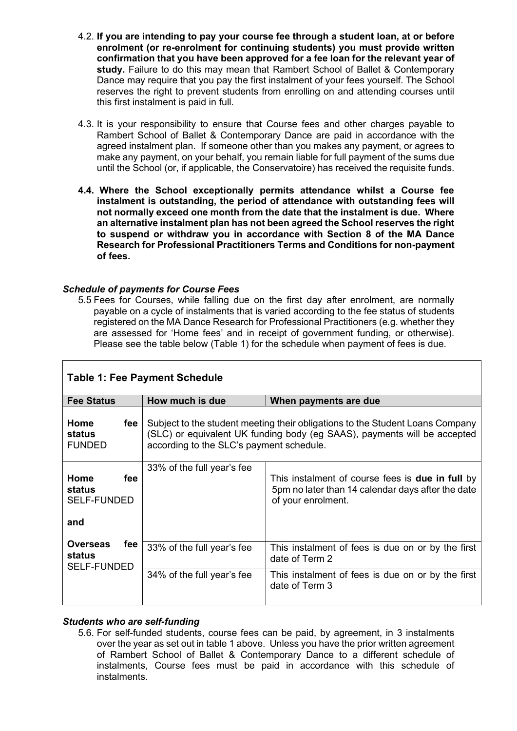4.2. **If you are intending to pay your course fee through a student loan, at or before enrolment (or re-enrolment for continuing students) you must provide written confirmation that you have been approved for a fee loan for the relevant year of study.** Failure to do this may mean that Rambert School of Ballet & Contemporary Dance may require that you pay the first instalment of your fees yourself. The School reserves the right to prevent students from enrolling on and attending courses until this first instalment is paid in full.

4.3. It is your responsibility to ensure that Course fees and other charges payable to Rambert School of Ballet & Contemporary Dance are paid in accordance with the agreed instalment plan. If someone other than you makes any payment, or agrees to make any payment, on your behalf, you remain liable for full payment of the sums due until the School (or, if applicable, the Conservatoire) has received the requisite funds.

**4.4. Where the School exceptionally permits attendance whilst a Course fee instalment is outstanding, the period of attendance with outstanding fees will not normally exceed one month from the date that the instalment is due. Where an alternative instalment plan has not been agreed the School reserves the right to suspend or withdraw you in accordance with Section 8 of the MA Dance Research for Professional Practitioners Terms and Conditions for non-payment of fees.**

***Schedule of payments for Course Fees***

5.5 Fees for Courses, while falling due on the first day after enrolment, are normally payable on a cycle of instalments that is varied according to the fee status of students registered on the MA Dance Research for Professional Practitioners (e.g. whether they are assessed for 'Home fees' and in receipt of government funding, or otherwise). Please see the table below (Table 1) for the schedule when payment of fees is due.

**Table 1: Fee Payment Schedule**

| Fee Status | How much is due | When payments are due |
|---|---|---|
| **Home fee status** FUNDED | Subject to the student meeting their obligations to the Student Loans Company (SLC) or equivalent UK funding body (eg SAAS), payments will be accepted according to the SLC's payment schedule. | |
| **Home fee status** SELF-FUNDED **and** **Overseas fee status** SELF-FUNDED | 33% of the full year's fee | This instalment of course fees is **due in full** by 5pm no later than 14 calendar days after the date of your enrolment. |
| | 33% of the full year's fee | This instalment of fees is due on or by the first date of Term 2 |
| | 34% of the full year's fee | This instalment of fees is due on or by the first date of Term 3 |

***Students who are self-funding***

5.6. For self-funded students, course fees can be paid, by agreement, in 3 instalments over the year as set out in table 1 above. Unless you have the prior written agreement of Rambert School of Ballet & Contemporary Dance to a different schedule of instalments, Course fees must be paid in accordance with this schedule of instalments.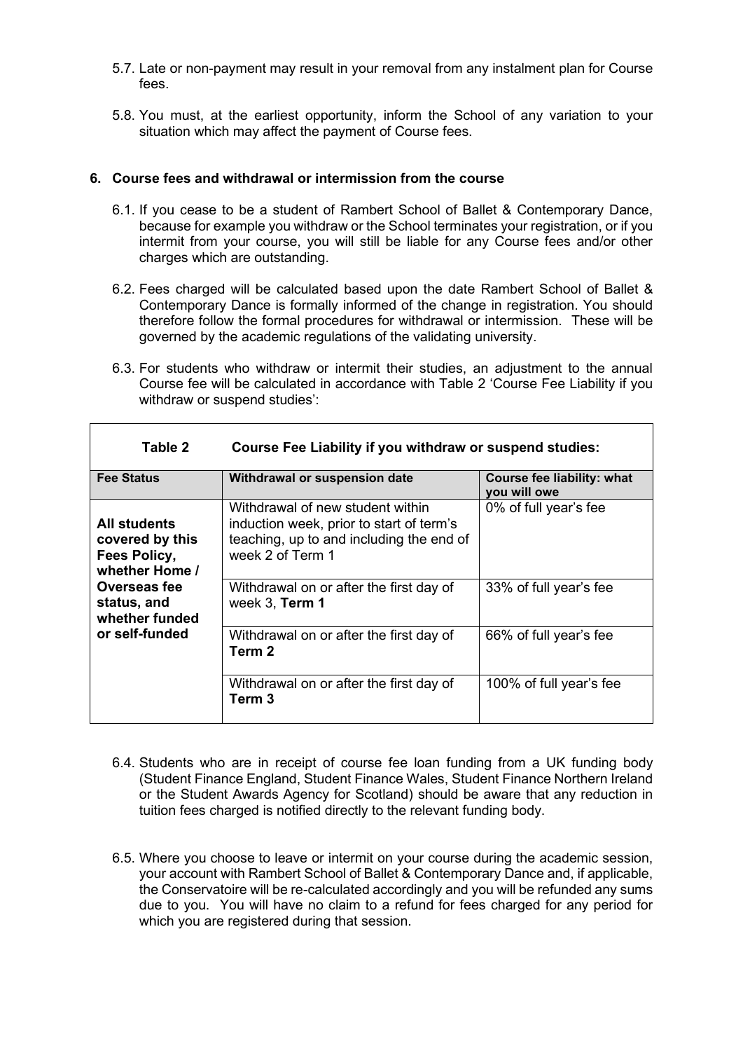5.7. Late or non-payment may result in your removal from any instalment plan for Course fees.

5.8. You must, at the earliest opportunity, inform the School of any variation to your situation which may affect the payment of Course fees.

## 6. Course fees and withdrawal or intermission from the course

6.1. If you cease to be a student of Rambert School of Ballet & Contemporary Dance, because for example you withdraw or the School terminates your registration, or if you intermit from your course, you will still be liable for any Course fees and/or other charges which are outstanding.

6.2. Fees charged will be calculated based upon the date Rambert School of Ballet & Contemporary Dance is formally informed of the change in registration. You should therefore follow the formal procedures for withdrawal or intermission. These will be governed by the academic regulations of the validating university.

6.3. For students who withdraw or intermit their studies, an adjustment to the annual Course fee will be calculated in accordance with Table 2 'Course Fee Liability if you withdraw or suspend studies':

**Table 2 Course Fee Liability if you withdraw or suspend studies:**

| Fee Status | Withdrawal or suspension date | Course fee liability: what you will owe |
|---|---|---|
| **All students covered by this Fees Policy, whether Home / Overseas fee status, and whether funded or self-funded** | Withdrawal of new student within induction week, prior to start of term's teaching, up to and including the end of week 2 of Term 1 | 0% of full year's fee |
| | Withdrawal on or after the first day of week 3, **Term 1** | 33% of full year's fee |
| | Withdrawal on or after the first day of **Term 2** | 66% of full year's fee |
| | Withdrawal on or after the first day of **Term 3** | 100% of full year's fee |

6.4. Students who are in receipt of course fee loan funding from a UK funding body (Student Finance England, Student Finance Wales, Student Finance Northern Ireland or the Student Awards Agency for Scotland) should be aware that any reduction in tuition fees charged is notified directly to the relevant funding body.

6.5. Where you choose to leave or intermit on your course during the academic session, your account with Rambert School of Ballet & Contemporary Dance and, if applicable, the Conservatoire will be re-calculated accordingly and you will be refunded any sums due to you. You will have no claim to a refund for fees charged for any period for which you are registered during that session.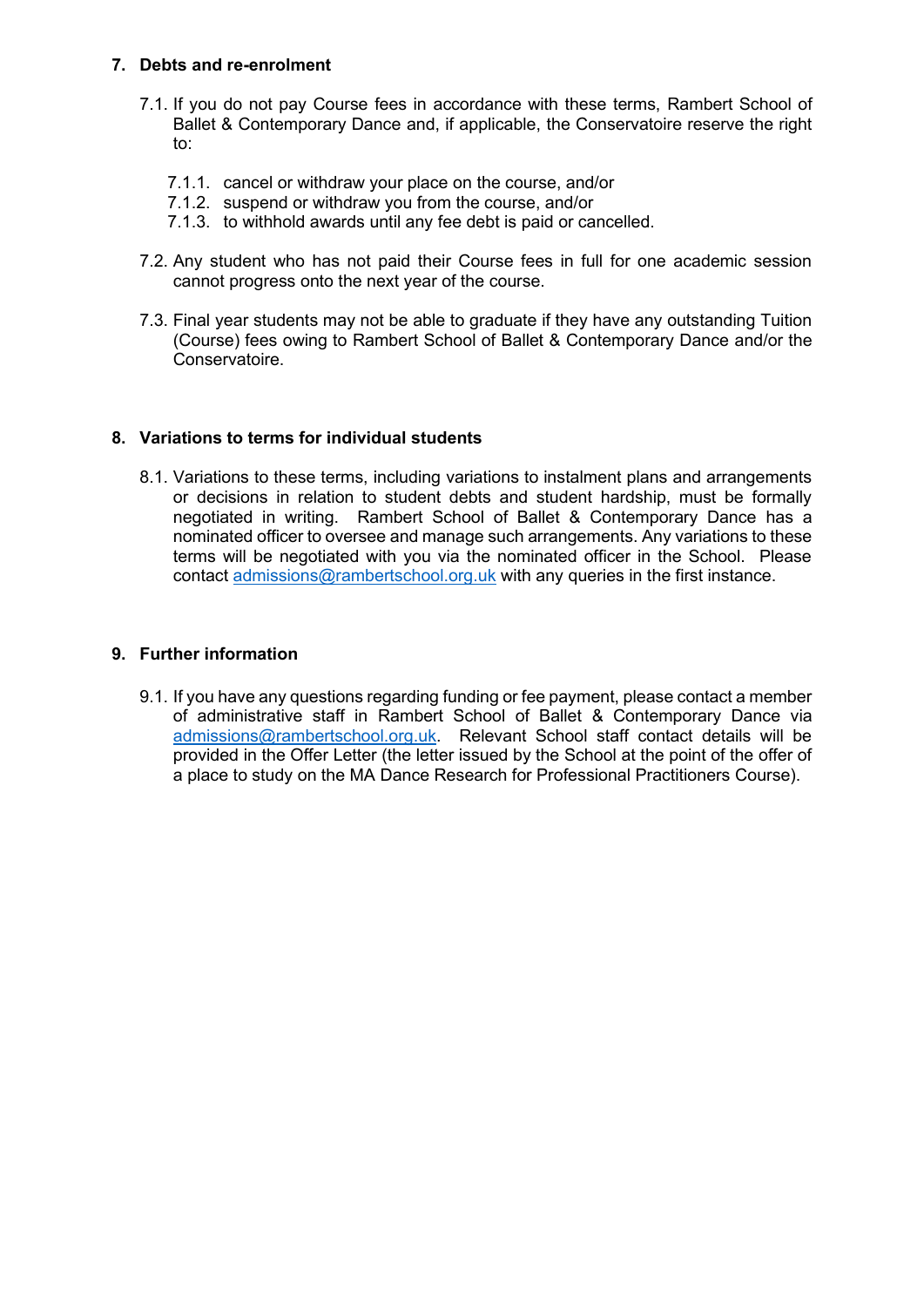## 7. Debts and re-enrolment

7.1. If you do not pay Course fees in accordance with these terms, Rambert School of Ballet & Contemporary Dance and, if applicable, the Conservatoire reserve the right to:

- 7.1.1. cancel or withdraw your place on the course, and/or
- 7.1.2. suspend or withdraw you from the course, and/or
- 7.1.3. to withhold awards until any fee debt is paid or cancelled.

7.2. Any student who has not paid their Course fees in full for one academic session cannot progress onto the next year of the course.

7.3. Final year students may not be able to graduate if they have any outstanding Tuition (Course) fees owing to Rambert School of Ballet & Contemporary Dance and/or the Conservatoire.

## 8. Variations to terms for individual students

8.1. Variations to these terms, including variations to instalment plans and arrangements or decisions in relation to student debts and student hardship, must be formally negotiated in writing. Rambert School of Ballet & Contemporary Dance has a nominated officer to oversee and manage such arrangements. Any variations to these terms will be negotiated with you via the nominated officer in the School. Please contact admissions@rambertschool.org.uk with any queries in the first instance.

## 9. Further information

9.1. If you have any questions regarding funding or fee payment, please contact a member of administrative staff in Rambert School of Ballet & Contemporary Dance via admissions@rambertschool.org.uk. Relevant School staff contact details will be provided in the Offer Letter (the letter issued by the School at the point of the offer of a place to study on the MA Dance Research for Professional Practitioners Course).